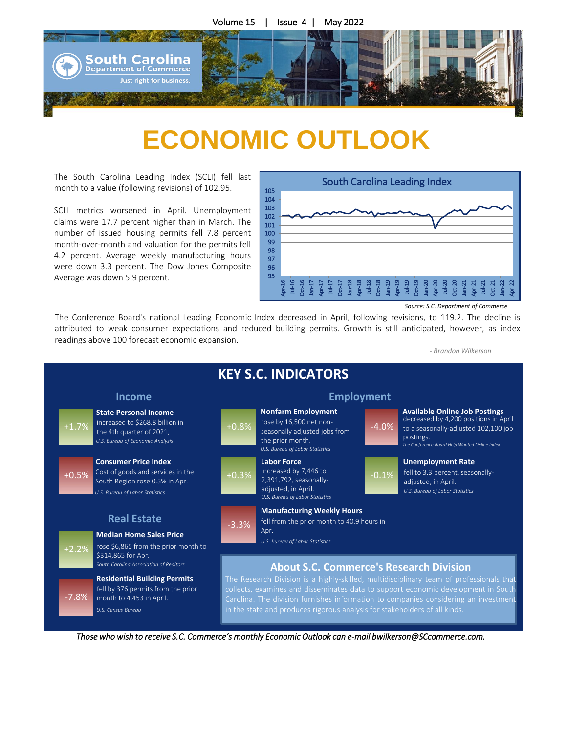Volume 15 | Issue 4 | May 2022

South Carolina Department of Commerce

Just right for business.

# ECONOMIC OUTLOOK

The South Carolina Leading Index (SCLI) fell last month to a value (following revisions) of 102.95.

SCLI metrics worsened in April. Unemployment claims were 17.7 percent higher than in March. The number of issued housing permits fell 7.8 percent month-over-month and valuation for the permits fell 4.2 percent. Average weekly manufacturing hours were down 3.3 percent. The Dow Jones Composite Average was down 5.9 percent.

South Carolina Leading Index

*Source: S.C. Department of Commerce*

The Conference Board's national Leading Economic Index decreased in April, following revisions, to 119.2. The decline is attributed to weak consumer expectations and reduced building permits. Growth is still anticipated, however, as index readings above 100 forecast economic expansion.

*- Brandon Wilkerson*

## KEY S.C. INDICATORS

### Income

**+1.7%** — **State Personal Income** increased to $268.8 billion in the 4th quarter of 2021.
*U.S. Bureau of Economic Analysis*

**+0.5%** — **Consumer Price Index** Cost of goods and services in the South Region rose 0.5% in Apr.
*U.S. Bureau of Labor Statistics*

### Real Estate

**+2.2%** — **Median Home Sales Price** rose $6,865 from the prior month to $314,865 for Apr.
*South Carolina Association of Realtors*

**-7.8%** — **Residential Building Permits** fell by 376 permits from the prior month to 4,453 in April.
*U.S. Census Bureau*

### Employment

**+0.8%** — **Nonfarm Employment** rose by 16,500 net non-seasonally adjusted jobs from the prior month.
*U.S. Bureau of Labor Statistics*

**-4.0%** — **Available Online Job Postings** decreased by 4,200 positions in April to a seasonally-adjusted 102,100 job postings.
*The Conference Board Help Wanted Online Index*

**+0.3%** — **Labor Force** increased by 7,446 to 2,391,792, seasonally-adjusted, in April.
*U.S. Bureau of Labor Statistics*

**-0.1%** — **Unemployment Rate** fell to 3.3 percent, seasonally-adjusted, in April.
*U.S. Bureau of Labor Statistics*

**-3.3%** — **Manufacturing Weekly Hours** fell from the prior month to 40.9 hours in Apr.
*U.S. Bureau of Labor Statistics*

### About S.C. Commerce's Research Division

The Research Division is a highly-skilled, multidisciplinary team of professionals that collects, examines and disseminates data to support economic development in South Carolina. The division furnishes information to companies considering an investment in the state and produces rigorous analysis for stakeholders of all kinds.

*Those who wish to receive S.C. Commerce's monthly Economic Outlook can e-mail bwilkerson@SCcommerce.com.*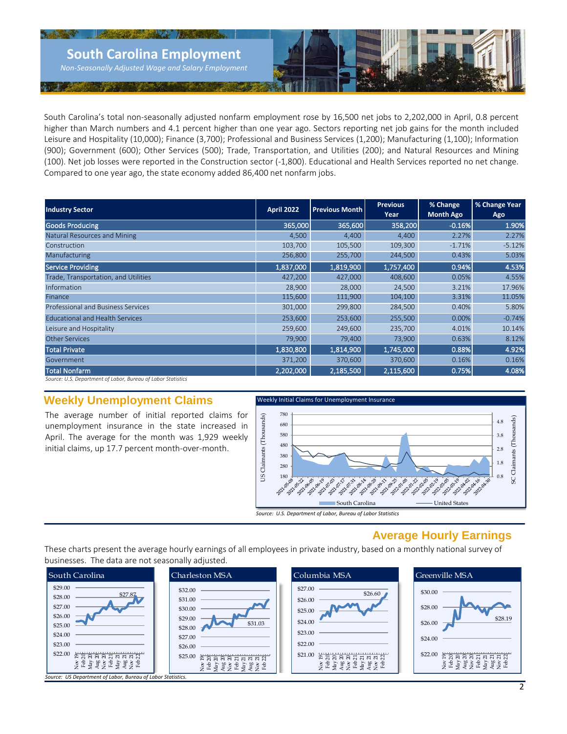# South Carolina Employment

*Non-Seasonally Adjusted Wage and Salary Employment*

South Carolina's total non-seasonally adjusted nonfarm employment rose by 16,500 net jobs to 2,202,000 in April, 0.8 percent higher than March numbers and 4.1 percent higher than one year ago. Sectors reporting net job gains for the month included Leisure and Hospitality (10,000); Finance (3,700); Professional and Business Services (1,200); Manufacturing (1,100); Information (900); Government (600); Other Services (500); Trade, Transportation, and Utilities (200); and Natural Resources and Mining (100). Net job losses were reported in the Construction sector (-1,800). Educational and Health Services reported no net change. Compared to one year ago, the state economy added 86,400 net nonfarm jobs.

| Industry Sector | April 2022 | Previous Month | Previous Year | % Change Month Ago | % Change Year Ago |
|---|---|---|---|---|---|
| **Goods Producing** | **365,000** | **365,600** | **358,200** | **-0.16%** | **1.90%** |
| Natural Resources and Mining | 4,500 | 4,400 | 4,400 | 2.27% | 2.27% |
| Construction | 103,700 | 105,500 | 109,300 | -1.71% | -5.12% |
| Manufacturing | 256,800 | 255,700 | 244,500 | 0.43% | 5.03% |
| **Service Providing** | **1,837,000** | **1,819,900** | **1,757,400** | **0.94%** | **4.53%** |
| Trade, Transportation, and Utilities | 427,200 | 427,000 | 408,600 | 0.05% | 4.55% |
| Information | 28,900 | 28,000 | 24,500 | 3.21% | 17.96% |
| Finance | 115,600 | 111,900 | 104,100 | 3.31% | 11.05% |
| Professional and Business Services | 301,000 | 299,800 | 284,500 | 0.40% | 5.80% |
| Educational and Health Services | 253,600 | 253,600 | 255,500 | 0.00% | -0.74% |
| Leisure and Hospitality | 259,600 | 249,600 | 235,700 | 4.01% | 10.14% |
| Other Services | 79,900 | 79,400 | 73,900 | 0.63% | 8.12% |
| **Total Private** | **1,830,800** | **1,814,900** | **1,745,000** | **0.88%** | **4.92%** |
| Government | 371,200 | 370,600 | 370,600 | 0.16% | 0.16% |
| **Total Nonfarm** | **2,202,000** | **2,185,500** | **2,115,600** | **0.75%** | **4.08%** |

*Source: U.S. Department of Labor, Bureau of Labor Statistics*

## Weekly Unemployment Claims

The average number of initial reported claims for unemployment insurance in the state increased in April. The average for the month was 1,929 weekly initial claims, up 17.7 percent month-over-month.

*Source: U.S. Department of Labor, Bureau of Labor Statistics*

## Average Hourly Earnings

These charts present the average hourly earnings of all employees in private industry, based on a monthly national survey of businesses. The data are not seasonally adjusted.

South Carolina: $27.87 | Charleston MSA: $31.03 | Columbia MSA: $26.60 | Greenville MSA: $28.19

*Source: US Department of Labor, Bureau of Labor Statistics.*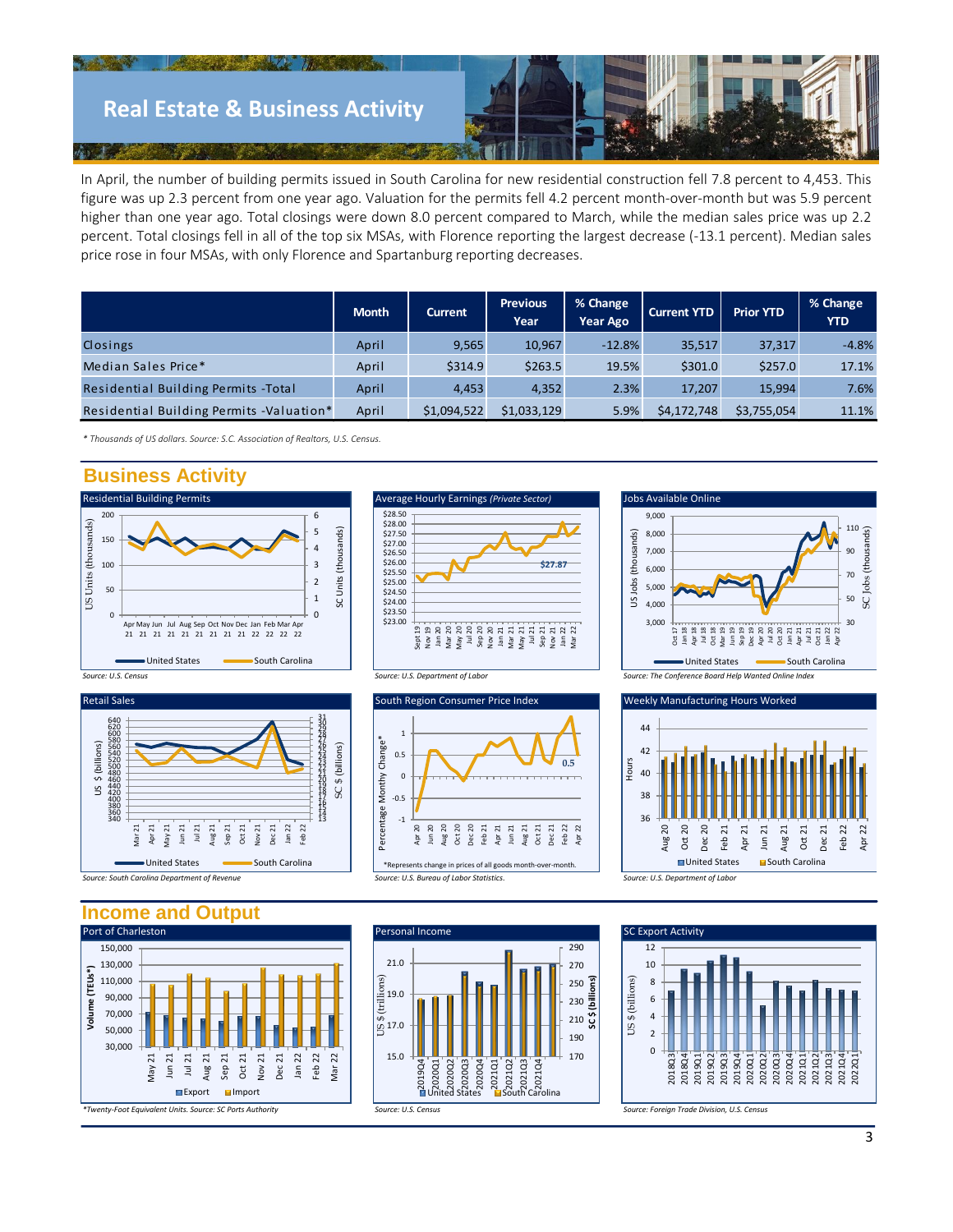# Real Estate & Business Activity

In April, the number of building permits issued in South Carolina for new residential construction fell 7.8 percent to 4,453. This figure was up 2.3 percent from one year ago. Valuation for the permits fell 4.2 percent month-over-month but was 5.9 percent higher than one year ago. Total closings were down 8.0 percent compared to March, while the median sales price was up 2.2 percent. Total closings fell in all of the top six MSAs, with Florence reporting the largest decrease (-13.1 percent). Median sales price rose in four MSAs, with only Florence and Spartanburg reporting decreases.

| | Month | Current | Previous Year | % Change Year Ago | Current YTD | Prior YTD | % Change YTD |
|---|---|---|---|---|---|---|---|
| Closings | April | 9,565 | 10,967 | -12.8% | 35,517 | 37,317 | -4.8% |
| Median Sales Price* | April | $314.9 | $263.5 | 19.5% | $301.0 | $257.0 | 17.1% |
| Residential Building Permits -Total | April | 4,453 | 4,352 | 2.3% | 17,207 | 15,994 | 7.6% |
| Residential Building Permits -Valuation* | April | $1,094,522 | $1,033,129 | 5.9% | $4,172,748 | $3,755,054 | 11.1% |

*\* Thousands of US dollars. Source: S.C. Association of Realtors, U.S. Census.*

## Business Activity

Residential Building Permits

*Source: U.S. Census*

Average Hourly Earnings *(Private Sector)*

*Source: U.S. Department of Labor*

Jobs Available Online

*Source: The Conference Board Help Wanted Online Index*

Retail Sales

*Source: South Carolina Department of Revenue*

South Region Consumer Price Index

*Represents change in prices of all goods month-over-month.

*Source: U.S. Bureau of Labor Statistics.*

Weekly Manufacturing Hours Worked

*Source: U.S. Department of Labor*

## Income and Output

Port of Charleston

*\*Twenty-Foot Equivalent Units. Source: SC Ports Authority*

Personal Income

*Source: U.S. Census*

SC Export Activity

*Source: Foreign Trade Division, U.S. Census*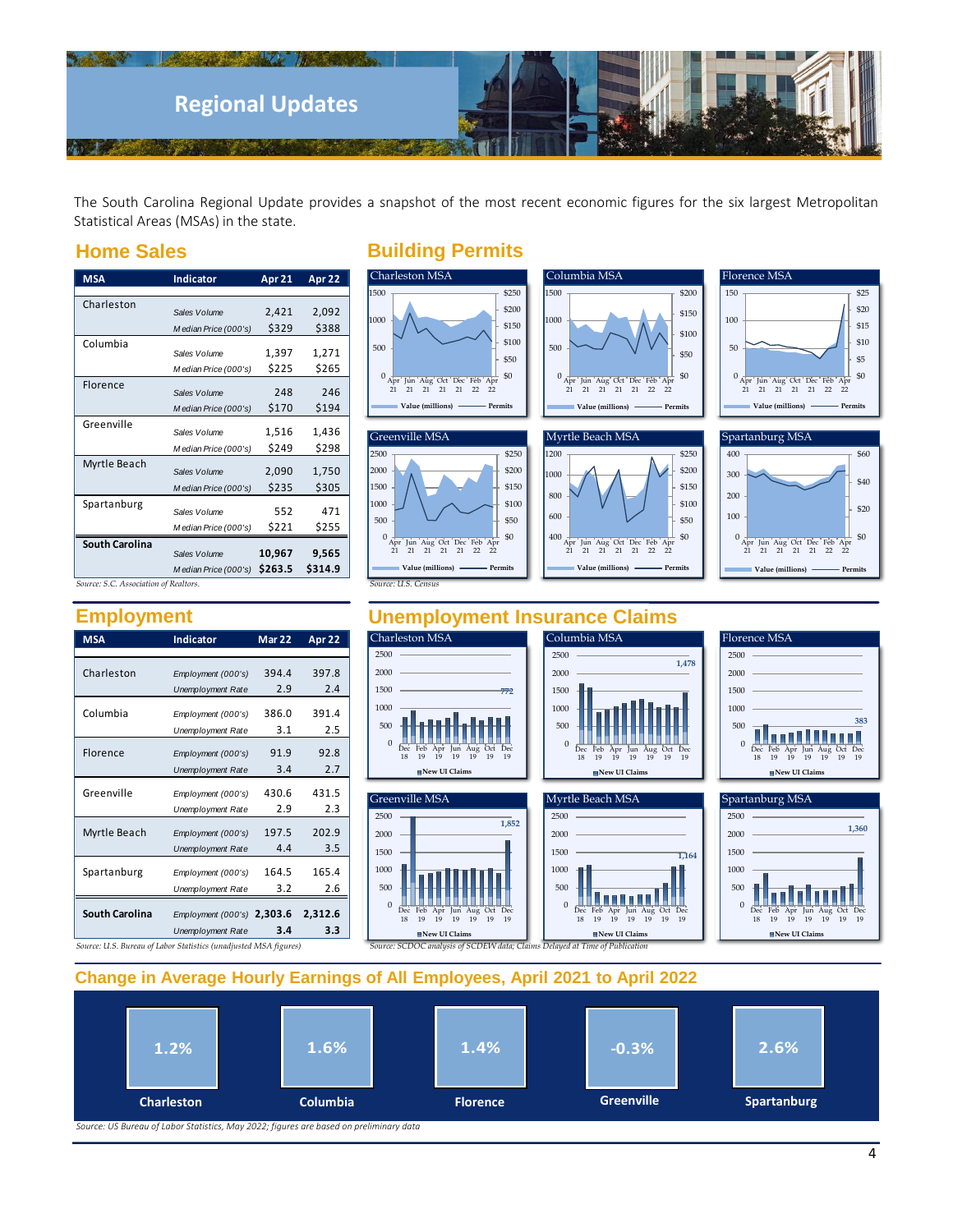# Regional Updates

The South Carolina Regional Update provides a snapshot of the most recent economic figures for the six largest Metropolitan Statistical Areas (MSAs) in the state.

## Home Sales

| MSA | Indicator | Apr 21 | Apr 22 |
|---|---|---|---|
| Charleston | *Sales Volume* | 2,421 | 2,092 |
| | *Median Price (000's)* | $329 | $388 |
| Columbia | *Sales Volume* | 1,397 | 1,271 |
| | *Median Price (000's)* | $225 | $265 |
| Florence | *Sales Volume* | 248 | 246 |
| | *Median Price (000's)* | $170 | $194 |
| Greenville | *Sales Volume* | 1,516 | 1,436 |
| | *Median Price (000's)* | $249 | $298 |
| Myrtle Beach | *Sales Volume* | 2,090 | 1,750 |
| | *Median Price (000's)* | $235 | $305 |
| Spartanburg | *Sales Volume* | 552 | 471 |
| | *Median Price (000's)* | $221 | $255 |
| **South Carolina** | *Sales Volume* | **10,967** | **9,565** |
| | *Median Price (000's)* | **$263.5** | **$314.9** |

*Source: S.C. Association of Realtors.*

## Building Permits

Charleston MSA
Columbia MSA
Florence MSA
Greenville MSA
Myrtle Beach MSA
Spartanburg MSA

Value (millions) — Permits

*Source: U.S. Census*

## Employment

| MSA | Indicator | Mar 22 | Apr 22 |
|---|---|---|---|
| Charleston | *Employment (000's)* | 394.4 | 397.8 |
| | *Unemployment Rate* | 2.9 | 2.4 |
| Columbia | *Employment (000's)* | 386.0 | 391.4 |
| | *Unemployment Rate* | 3.1 | 2.5 |
| Florence | *Employment (000's)* | 91.9 | 92.8 |
| | *Unemployment Rate* | 3.4 | 2.7 |
| Greenville | *Employment (000's)* | 430.6 | 431.5 |
| | *Unemployment Rate* | 2.9 | 2.3 |
| Myrtle Beach | *Employment (000's)* | 197.5 | 202.9 |
| | *Unemployment Rate* | 4.4 | 3.5 |
| Spartanburg | *Employment (000's)* | 164.5 | 165.4 |
| | *Unemployment Rate* | 3.2 | 2.6 |
| **South Carolina** | *Employment (000's)* | **2,303.6** | **2,312.6** |
| | *Unemployment Rate* | **3.4** | **3.3** |

*Source: U.S. Bureau of Labor Statistics (unadjusted MSA figures)*

## Unemployment Insurance Claims

Charleston MSA: 772
Columbia MSA: 1,478
Florence MSA: 383
Greenville MSA: 1,852
Myrtle Beach MSA: 1,164
Spartanburg MSA: 1,360

New UI Claims

*Source: SCDOC analysis of SCDEW data; Claims Delayed at Time of Publication*

## Change in Average Hourly Earnings of All Employees, April 2021 to April 2022

| Charleston | Columbia | Florence | Greenville | Spartanburg |
|---|---|---|---|---|
| 1.2% | 1.6% | 1.4% | -0.3% | 2.6% |

*Source: US Bureau of Labor Statistics, May 2022; figures are based on preliminary data*